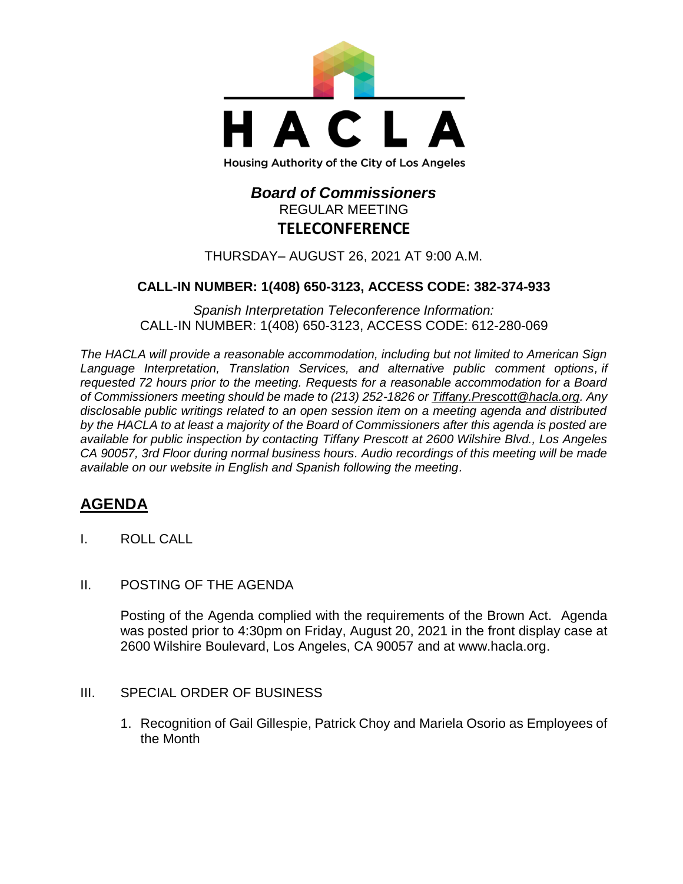# HACLA

Housing Authority of the City of Los Angeles

## *Board of Commissioners*

REGULAR MEETING

**TELECONFERENCE**

THURSDAY– AUGUST 26, 2021 AT 9:00 A.M.

**CALL-IN NUMBER: 1(408) 650-3123, ACCESS CODE: 382-374-933**

*Spanish Interpretation Teleconference Information:*
CALL-IN NUMBER: 1(408) 650-3123, ACCESS CODE: 612-280-069

*The HACLA will provide a reasonable accommodation, including but not limited to American Sign Language Interpretation, Translation Services, and alternative public comment options, if requested 72 hours prior to the meeting. Requests for a reasonable accommodation for a Board of Commissioners meeting should be made to (213) 252-1826 or Tiffany.Prescott@hacla.org. Any disclosable public writings related to an open session item on a meeting agenda and distributed by the HACLA to at least a majority of the Board of Commissioners after this agenda is posted are available for public inspection by contacting Tiffany Prescott at 2600 Wilshire Blvd., Los Angeles CA 90057, 3rd Floor during normal business hours. Audio recordings of this meeting will be made available on our website in English and Spanish following the meeting.*

## AGENDA

I. ROLL CALL

II. POSTING OF THE AGENDA

Posting of the Agenda complied with the requirements of the Brown Act. Agenda was posted prior to 4:30pm on Friday, August 20, 2021 in the front display case at 2600 Wilshire Boulevard, Los Angeles, CA 90057 and at www.hacla.org.

III. SPECIAL ORDER OF BUSINESS

1. Recognition of Gail Gillespie, Patrick Choy and Mariela Osorio as Employees of the Month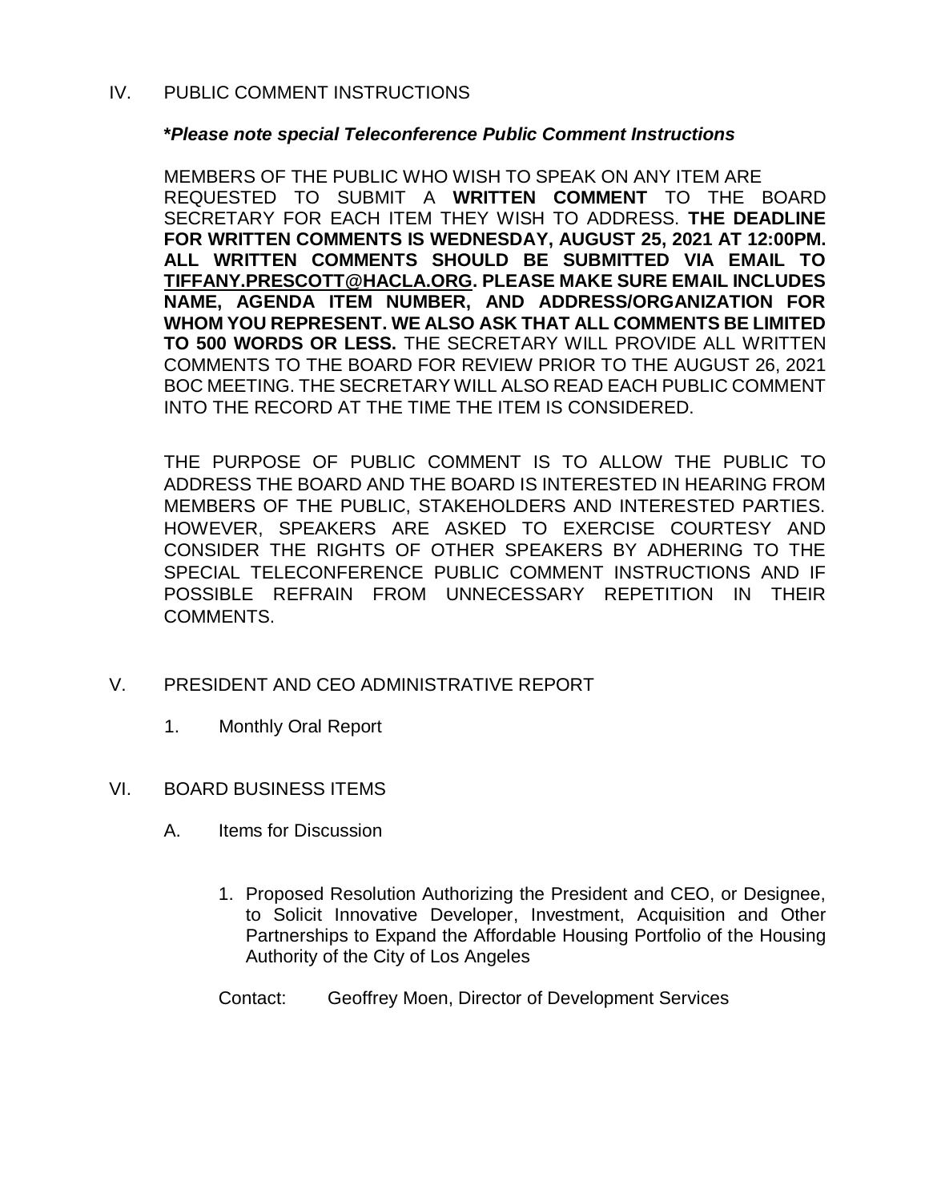## IV. PUBLIC COMMENT INSTRUCTIONS

***Please note special Teleconference Public Comment Instructions***

MEMBERS OF THE PUBLIC WHO WISH TO SPEAK ON ANY ITEM ARE REQUESTED TO SUBMIT A **WRITTEN COMMENT** TO THE BOARD SECRETARY FOR EACH ITEM THEY WISH TO ADDRESS. **THE DEADLINE FOR WRITTEN COMMENTS IS WEDNESDAY, AUGUST 25, 2021 AT 12:00PM. ALL WRITTEN COMMENTS SHOULD BE SUBMITTED VIA EMAIL TO TIFFANY.PRESCOTT@HACLA.ORG. PLEASE MAKE SURE EMAIL INCLUDES NAME, AGENDA ITEM NUMBER, AND ADDRESS/ORGANIZATION FOR WHOM YOU REPRESENT. WE ALSO ASK THAT ALL COMMENTS BE LIMITED TO 500 WORDS OR LESS.** THE SECRETARY WILL PROVIDE ALL WRITTEN COMMENTS TO THE BOARD FOR REVIEW PRIOR TO THE AUGUST 26, 2021 BOC MEETING. THE SECRETARY WILL ALSO READ EACH PUBLIC COMMENT INTO THE RECORD AT THE TIME THE ITEM IS CONSIDERED.

THE PURPOSE OF PUBLIC COMMENT IS TO ALLOW THE PUBLIC TO ADDRESS THE BOARD AND THE BOARD IS INTERESTED IN HEARING FROM MEMBERS OF THE PUBLIC, STAKEHOLDERS AND INTERESTED PARTIES. HOWEVER, SPEAKERS ARE ASKED TO EXERCISE COURTESY AND CONSIDER THE RIGHTS OF OTHER SPEAKERS BY ADHERING TO THE SPECIAL TELECONFERENCE PUBLIC COMMENT INSTRUCTIONS AND IF POSSIBLE REFRAIN FROM UNNECESSARY REPETITION IN THEIR COMMENTS.

## V. PRESIDENT AND CEO ADMINISTRATIVE REPORT

1. Monthly Oral Report

## VI. BOARD BUSINESS ITEMS

### A. Items for Discussion

1. Proposed Resolution Authorizing the President and CEO, or Designee, to Solicit Innovative Developer, Investment, Acquisition and Other Partnerships to Expand the Affordable Housing Portfolio of the Housing Authority of the City of Los Angeles

Contact: Geoffrey Moen, Director of Development Services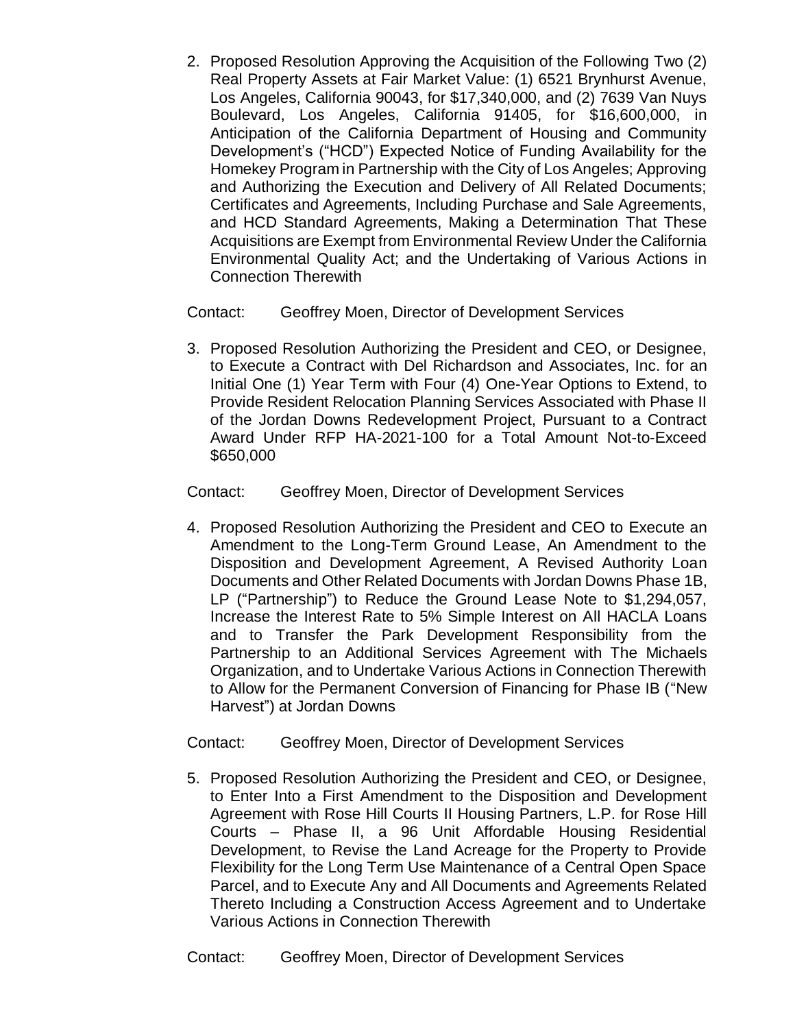2. Proposed Resolution Approving the Acquisition of the Following Two (2) Real Property Assets at Fair Market Value: (1) 6521 Brynhurst Avenue, Los Angeles, California 90043, for $17,340,000, and (2) 7639 Van Nuys Boulevard, Los Angeles, California 91405, for $16,600,000, in Anticipation of the California Department of Housing and Community Development's ("HCD") Expected Notice of Funding Availability for the Homekey Program in Partnership with the City of Los Angeles; Approving and Authorizing the Execution and Delivery of All Related Documents; Certificates and Agreements, Including Purchase and Sale Agreements, and HCD Standard Agreements, Making a Determination That These Acquisitions are Exempt from Environmental Review Under the California Environmental Quality Act; and the Undertaking of Various Actions in Connection Therewith

   Contact: Geoffrey Moen, Director of Development Services

3. Proposed Resolution Authorizing the President and CEO, or Designee, to Execute a Contract with Del Richardson and Associates, Inc. for an Initial One (1) Year Term with Four (4) One-Year Options to Extend, to Provide Resident Relocation Planning Services Associated with Phase II of the Jordan Downs Redevelopment Project, Pursuant to a Contract Award Under RFP HA-2021-100 for a Total Amount Not-to-Exceed $650,000

   Contact: Geoffrey Moen, Director of Development Services

4. Proposed Resolution Authorizing the President and CEO to Execute an Amendment to the Long-Term Ground Lease, An Amendment to the Disposition and Development Agreement, A Revised Authority Loan Documents and Other Related Documents with Jordan Downs Phase 1B, LP ("Partnership") to Reduce the Ground Lease Note to $1,294,057, Increase the Interest Rate to 5% Simple Interest on All HACLA Loans and to Transfer the Park Development Responsibility from the Partnership to an Additional Services Agreement with The Michaels Organization, and to Undertake Various Actions in Connection Therewith to Allow for the Permanent Conversion of Financing for Phase IB ("New Harvest") at Jordan Downs

   Contact: Geoffrey Moen, Director of Development Services

5. Proposed Resolution Authorizing the President and CEO, or Designee, to Enter Into a First Amendment to the Disposition and Development Agreement with Rose Hill Courts II Housing Partners, L.P. for Rose Hill Courts – Phase II, a 96 Unit Affordable Housing Residential Development, to Revise the Land Acreage for the Property to Provide Flexibility for the Long Term Use Maintenance of a Central Open Space Parcel, and to Execute Any and All Documents and Agreements Related Thereto Including a Construction Access Agreement and to Undertake Various Actions in Connection Therewith

   Contact: Geoffrey Moen, Director of Development Services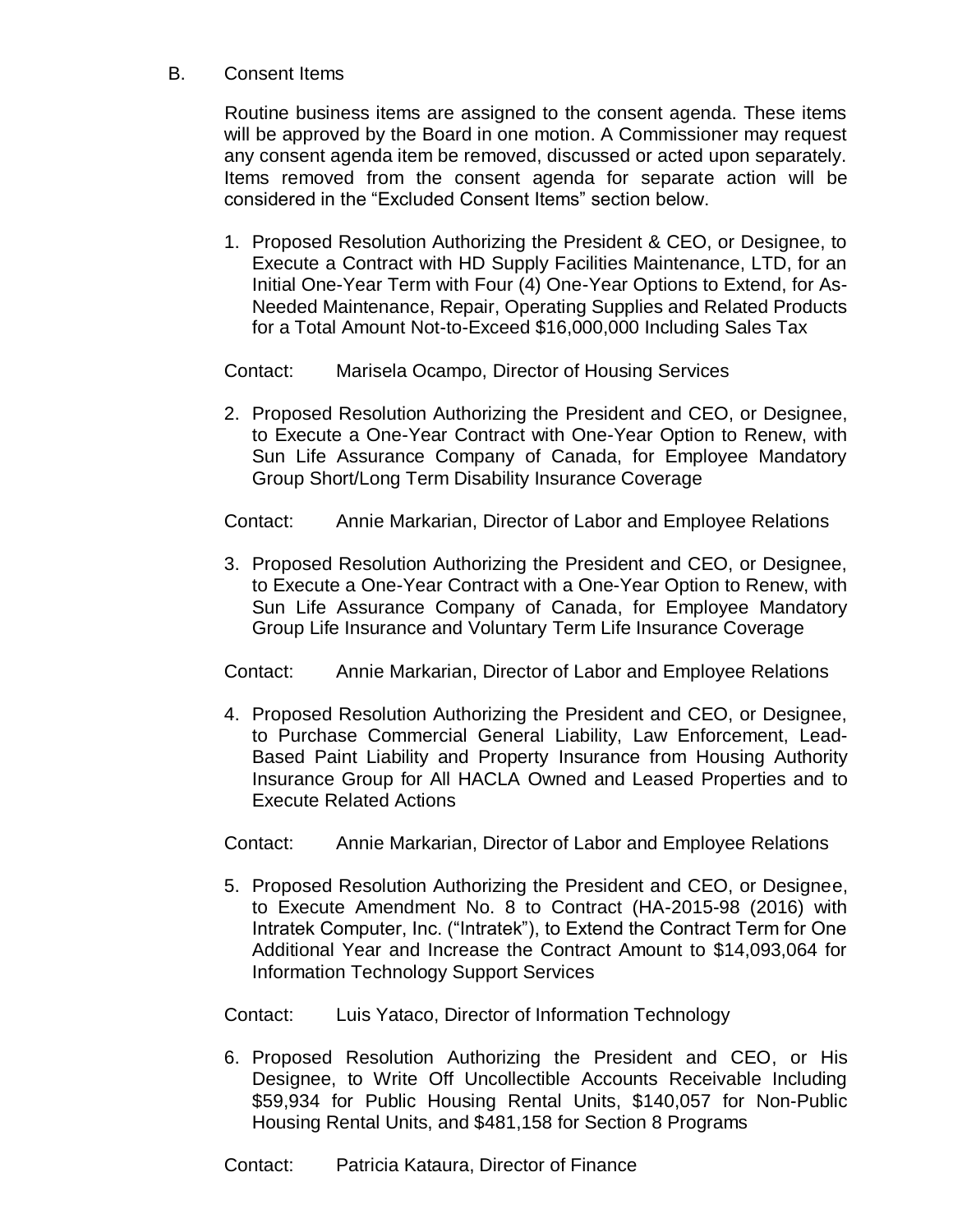B. Consent Items

Routine business items are assigned to the consent agenda. These items will be approved by the Board in one motion. A Commissioner may request any consent agenda item be removed, discussed or acted upon separately. Items removed from the consent agenda for separate action will be considered in the "Excluded Consent Items" section below.

1. Proposed Resolution Authorizing the President & CEO, or Designee, to Execute a Contract with HD Supply Facilities Maintenance, LTD, for an Initial One-Year Term with Four (4) One-Year Options to Extend, for As-Needed Maintenance, Repair, Operating Supplies and Related Products for a Total Amount Not-to-Exceed $16,000,000 Including Sales Tax

   Contact: Marisela Ocampo, Director of Housing Services

2. Proposed Resolution Authorizing the President and CEO, or Designee, to Execute a One-Year Contract with One-Year Option to Renew, with Sun Life Assurance Company of Canada, for Employee Mandatory Group Short/Long Term Disability Insurance Coverage

   Contact: Annie Markarian, Director of Labor and Employee Relations

3. Proposed Resolution Authorizing the President and CEO, or Designee, to Execute a One-Year Contract with a One-Year Option to Renew, with Sun Life Assurance Company of Canada, for Employee Mandatory Group Life Insurance and Voluntary Term Life Insurance Coverage

   Contact: Annie Markarian, Director of Labor and Employee Relations

4. Proposed Resolution Authorizing the President and CEO, or Designee, to Purchase Commercial General Liability, Law Enforcement, Lead-Based Paint Liability and Property Insurance from Housing Authority Insurance Group for All HACLA Owned and Leased Properties and to Execute Related Actions

   Contact: Annie Markarian, Director of Labor and Employee Relations

5. Proposed Resolution Authorizing the President and CEO, or Designee, to Execute Amendment No. 8 to Contract (HA-2015-98 (2016) with Intratek Computer, Inc. ("Intratek"), to Extend the Contract Term for One Additional Year and Increase the Contract Amount to $14,093,064 for Information Technology Support Services

   Contact: Luis Yataco, Director of Information Technology

6. Proposed Resolution Authorizing the President and CEO, or His Designee, to Write Off Uncollectible Accounts Receivable Including $59,934 for Public Housing Rental Units, $140,057 for Non-Public Housing Rental Units, and $481,158 for Section 8 Programs

   Contact: Patricia Kataura, Director of Finance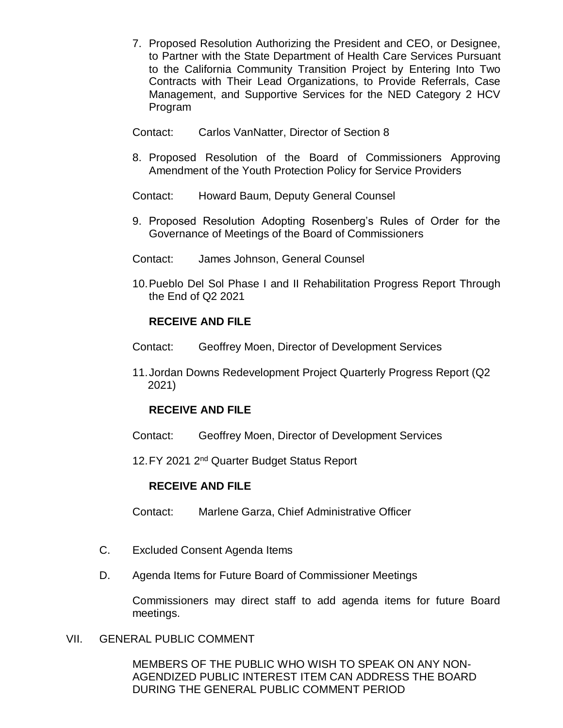7. Proposed Resolution Authorizing the President and CEO, or Designee, to Partner with the State Department of Health Care Services Pursuant to the California Community Transition Project by Entering Into Two Contracts with Their Lead Organizations, to Provide Referrals, Case Management, and Supportive Services for the NED Category 2 HCV Program

   Contact: Carlos VanNatter, Director of Section 8

8. Proposed Resolution of the Board of Commissioners Approving Amendment of the Youth Protection Policy for Service Providers

   Contact: Howard Baum, Deputy General Counsel

9. Proposed Resolution Adopting Rosenberg's Rules of Order for the Governance of Meetings of the Board of Commissioners

   Contact: James Johnson, General Counsel

10. Pueblo Del Sol Phase I and II Rehabilitation Progress Report Through the End of Q2 2021

    **RECEIVE AND FILE**

    Contact: Geoffrey Moen, Director of Development Services

11. Jordan Downs Redevelopment Project Quarterly Progress Report (Q2 2021)

    **RECEIVE AND FILE**

    Contact: Geoffrey Moen, Director of Development Services

12. FY 2021 2nd Quarter Budget Status Report

    **RECEIVE AND FILE**

    Contact: Marlene Garza, Chief Administrative Officer

C. Excluded Consent Agenda Items

D. Agenda Items for Future Board of Commissioner Meetings

   Commissioners may direct staff to add agenda items for future Board meetings.

VII. GENERAL PUBLIC COMMENT

MEMBERS OF THE PUBLIC WHO WISH TO SPEAK ON ANY NON-AGENDIZED PUBLIC INTEREST ITEM CAN ADDRESS THE BOARD DURING THE GENERAL PUBLIC COMMENT PERIOD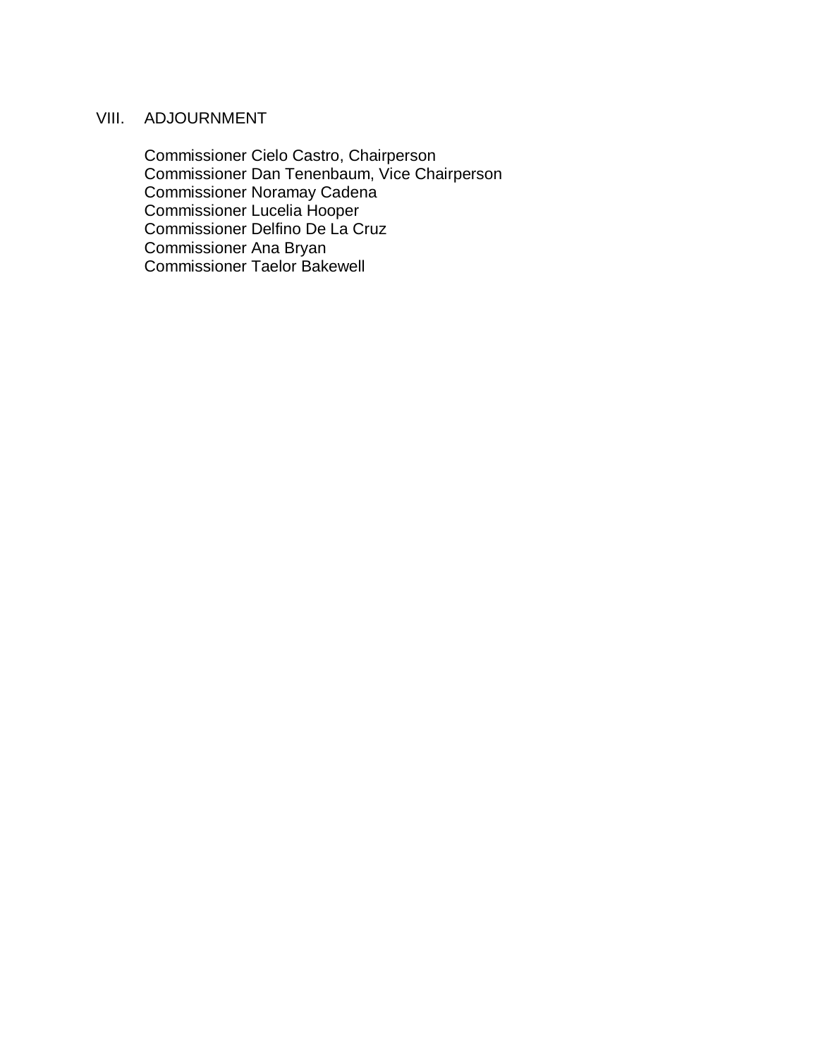## VIII. ADJOURNMENT

Commissioner Cielo Castro, Chairperson
Commissioner Dan Tenenbaum, Vice Chairperson
Commissioner Noramay Cadena
Commissioner Lucelia Hooper
Commissioner Delfino De La Cruz
Commissioner Ana Bryan
Commissioner Taelor Bakewell